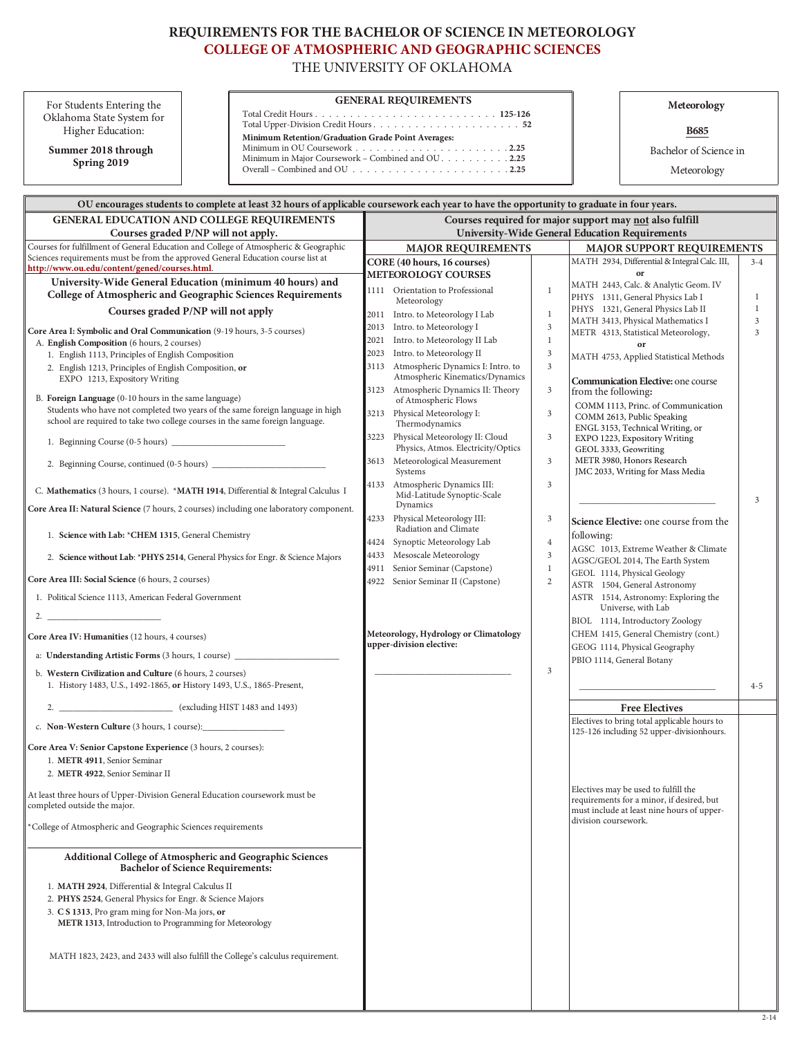# REQUIREMENTS FOR THE BACHELOR OF SCIENCE IN METEOROLOGY

## COLLEGE OF ATMOSPHERIC AND GEOGRAPHIC SCIENCES

THE UNIVERSITY OF OKLAHOMA

For Students Entering the Oklahoma State System for Higher Education:

**Summer 2018 through Spring 2019**

**GENERAL REQUIREMENTS**

Total Credit Hours . . . . . . . . . . . . . . . . . . . . . . . . . . **125-126**
Total Upper-Division Credit Hours . . . . . . . . . . . . . . . . . . . . . . **52**

**Minimum Retention/Graduation Grade Point Averages:**

Minimum in OU Coursework . . . . . . . . . . . . . . . . . . . . . . **2.25**
Minimum in Major Coursework – Combined and OU . . . . . . . . . . **2.25**
Overall – Combined and OU . . . . . . . . . . . . . . . . . . . . . . **2.25**

**Meteorology**

**B685**

Bachelor of Science in Meteorology

**OU encourages students to complete at least 32 hours of applicable coursework each year to have the opportunity to graduate in four years.**

## GENERAL EDUCATION AND COLLEGE REQUIREMENTS
**Courses graded P/NP will not apply.**

Courses for fulfillment of General Education and College of Atmospheric & Geographic Sciences requirements must be from the approved General Education course list at **http://www.ou.edu/content/gened/courses.html**.

### University-Wide General Education (minimum 40 hours) and College of Atmospheric and Geographic Sciences Requirements

**Courses graded P/NP will not apply**

**Core Area I: Symbolic and Oral Communication** (9-19 hours, 3-5 courses)

A. **English Composition** (6 hours, 2 courses)
1. English 1113, Principles of English Composition
2. English 1213, Principles of English Composition, **or** EXPO 1213, Expository Writing

B. **Foreign Language** (0-10 hours in the same language)
Students who have not completed two years of the same foreign language in high school are required to take two college courses in the same foreign language.
1. Beginning Course (0-5 hours) ________________________
2. Beginning Course, continued (0-5 hours) ________________________

C. **Mathematics** (3 hours, 1 course). *__MATH 1914__, Differential & Integral Calculus I

**Core Area II: Natural Science** (7 hours, 2 courses) including one laboratory component.
1. **Science with Lab:** ***CHEM 1315**, General Chemistry
2. **Science without Lab**: ***PHYS 2514**, General Physics for Engr. & Science Majors

**Core Area III: Social Science** (6 hours, 2 courses)
1. Political Science 1113, American Federal Government
2. ________________________

**Core Area IV: Humanities** (12 hours, 4 courses)

a: **Understanding Artistic Forms** (3 hours, 1 course) ________________________

b. **Western Civilization and Culture** (6 hours, 2 courses)
1. History 1483, U.S., 1492-1865, **or** History 1493, U.S., 1865-Present,
2. ________________________ (excluding HIST 1483 and 1493)

c. **Non-Western Culture** (3 hours, 1 course):__________________

**Core Area V: Senior Capstone Experience** (3 hours, 2 courses):
1. **METR 4911**, Senior Seminar
2. **METR 4922**, Senior Seminar II

At least three hours of Upper-Division General Education coursework must be completed outside the major.

*College of Atmospheric and Geographic Sciences requirements

### Additional College of Atmospheric and Geographic Sciences Bachelor of Science Requirements:

1. **MATH 2924**, Differential & Integral Calculus II
2. **PHYS 2524**, General Physics for Engr. & Science Majors
3. **C S 1313**, Pro gram ming for Non-Ma jors, **or** **METR 1313**, Introduction to Programming for Meteorology

MATH 1823, 2423, and 2433 will also fulfill the College's calculus requirement.

## Courses required for major support may not also fulfill University-Wide General Education Requirements

### MAJOR REQUIREMENTS

**CORE (40 hours, 16 courses) METEOROLOGY COURSES**

| Course | Title | Hours |
|---|---|---|
| 1111 | Orientation to Professional Meteorology | 1 |
| 2011 | Intro. to Meteorology I Lab | 1 |
| 2013 | Intro. to Meteorology I | 3 |
| 2021 | Intro. to Meteorology II Lab | 1 |
| 2023 | Intro. to Meteorology II | 3 |
| 3113 | Atmospheric Dynamics I: Intro. to Atmospheric Kinematics/Dynamics | 3 |
| 3123 | Atmospheric Dynamics II: Theory of Atmospheric Flows | 3 |
| 3213 | Physical Meteorology I: Thermodynamics | 3 |
| 3223 | Physical Meteorology II: Cloud Physics, Atmos. Electricity/Optics | 3 |
| 3613 | Meteorological Measurement Systems | 3 |
| 4133 | Atmospheric Dynamics III: Mid-Latitude Synoptic-Scale Dynamics | 3 |
| 4233 | Physical Meteorology III: Radiation and Climate | 3 |
| 4424 | Synoptic Meteorology Lab | 4 |
| 4433 | Mesoscale Meteorology | 3 |
| 4911 | Senior Seminar (Capstone) | 1 |
| 4922 | Senior Seminar II (Capstone) | 2 |

**Meteorology, Hydrology or Climatology upper-division elective:**

________________________ 3

### MAJOR SUPPORT REQUIREMENTS

| Course | Hours |
|---|---|
| MATH 2934, Differential & Integral Calc. III, **or** MATH 2443, Calc. & Analytic Geom. IV | 3-4 |
| PHYS 1311, General Physics Lab I | 1 |
| PHYS 1321, General Physics Lab II | 1 |
| MATH 3413, Physical Mathematics I | 3 |
| METR 4313, Statistical Meteorology, **or** MATH 4753, Applied Statistical Methods | 3 |

**Communication Elective:** one course from the following:
- COMM 1113, Princ. of Communication
- COMM 2613, Public Speaking
- ENGL 3153, Technical Writing, or
- EXPO 1223, Expository Writing
- GEOL 3333, Geowriting
- METR 3980, Honors Research
- JMC 2033, Writing for Mass Media

________________________ 3

**Science Elective:** one course from the following:
- AGSC 1013, Extreme Weather & Climate
- AGSC/GEOL 2014, The Earth System
- GEOL 1114, Physical Geology
- ASTR 1504, General Astronomy
- ASTR 1514, Astronomy: Exploring the Universe, with Lab
- BIOL 1114, Introductory Zoology
- CHEM 1415, General Chemistry (cont.)
- GEOG 1114, Physical Geography
- PBIO 1114, General Botany

________________________ 4-5

### Free Electives

Electives to bring total applicable hours to 125-126 including 52 upper-divisionhours.

Electives may be used to fulfill the requirements for a minor, if desired, but must include at least nine hours of upper-division coursework.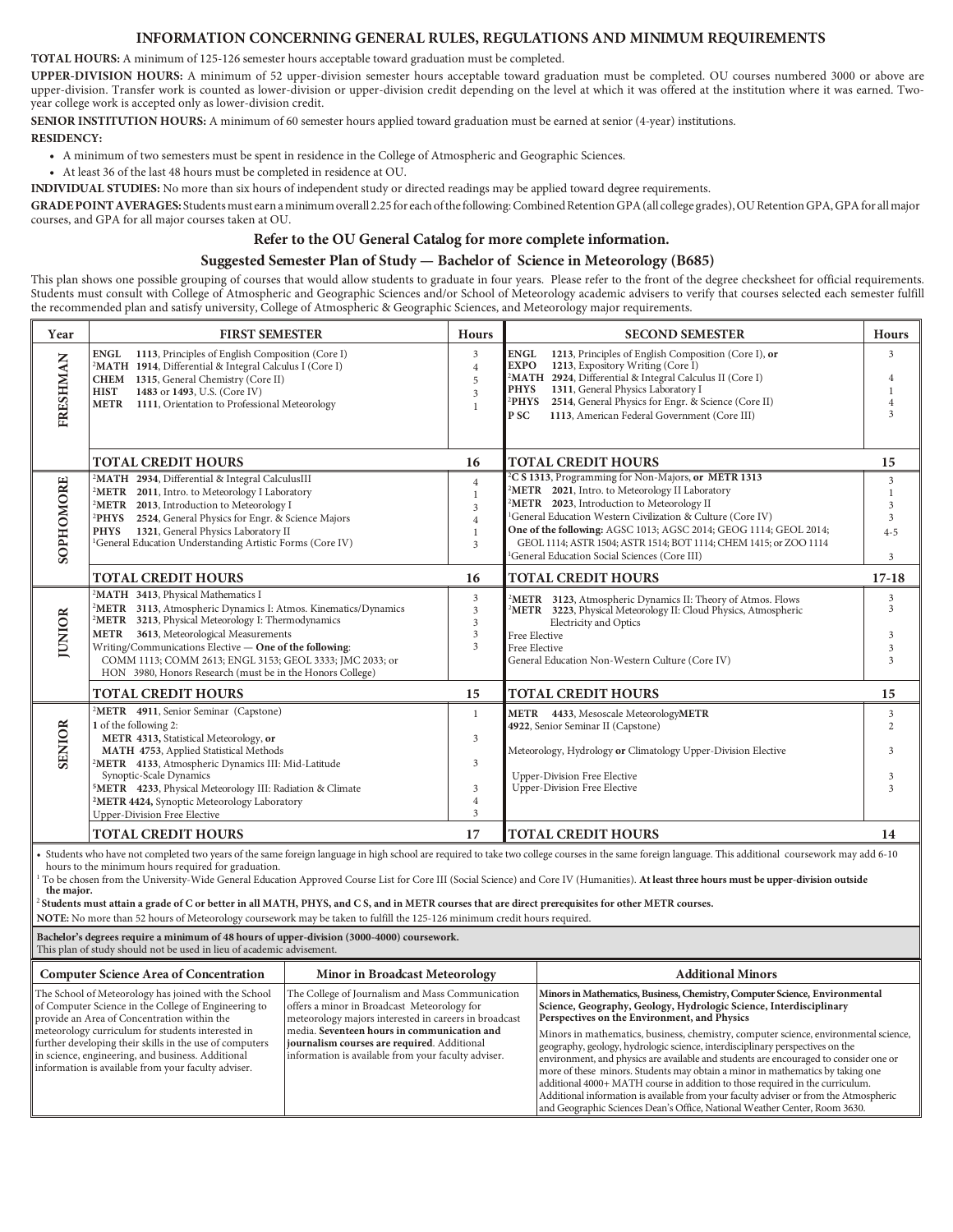## INFORMATION CONCERNING GENERAL RULES, REGULATIONS AND MINIMUM REQUIREMENTS

**TOTAL HOURS:** A minimum of 125-126 semester hours acceptable toward graduation must be completed.

**UPPER-DIVISION HOURS:** A minimum of 52 upper-division semester hours acceptable toward graduation must be completed. OU courses numbered 3000 or above are upper-division. Transfer work is counted as lower-division or upper-division credit depending on the level at which it was offered at the institution where it was earned. Two-year college work is accepted only as lower-division credit.

**SENIOR INSTITUTION HOURS:** A minimum of 60 semester hours applied toward graduation must be earned at senior (4-year) institutions.

**RESIDENCY:**

- A minimum of two semesters must be spent in residence in the College of Atmospheric and Geographic Sciences.
- At least 36 of the last 48 hours must be completed in residence at OU.

**INDIVIDUAL STUDIES:** No more than six hours of independent study or directed readings may be applied toward degree requirements.

**GRADE POINT AVERAGES:** Students must earn a minimum overall 2.25 for each of the following: Combined Retention GPA (all college grades), OU Retention GPA, GPA for all major courses, and GPA for all major courses taken at OU.

### Refer to the OU General Catalog for more complete information.

### Suggested Semester Plan of Study — Bachelor of Science in Meteorology (B685)

This plan shows one possible grouping of courses that would allow students to graduate in four years. Please refer to the front of the degree checksheet for official requirements. Students must consult with College of Atmospheric and Geographic Sciences and/or School of Meteorology academic advisers to verify that courses selected each semester fulfill the recommended plan and satisfy university, College of Atmospheric & Geographic Sciences, and Meteorology major requirements.

| Year | FIRST SEMESTER | Hours | SECOND SEMESTER | Hours |
|---|---|---|---|---|
| FRESHMAN | **ENGL** 1113, Principles of English Composition (Core I)<br>[2]**MATH** 1914, Differential & Integral Calculus I (Core I)<br>**CHEM** 1315, General Chemistry (Core II)<br>**HIST** 1483 or 1493, U.S. (Core IV)<br>**METR** 1111, Orientation to Professional Meteorology | 3<br>4<br>5<br>3<br>1 | **ENGL** 1213, Principles of English Composition (Core I), **or**<br>**EXPO** 1213, Expository Writing (Core I)<br>[2]**MATH** 2924, Differential & Integral Calculus II (Core I)<br>**PHYS** 1311, General Physics Laboratory I<br>[2]**PHYS** 2514, General Physics for Engr. & Science (Core II)<br>**P SC** 1113, American Federal Government (Core III) | 3<br><br>4<br>1<br>4<br>3 |
| | **TOTAL CREDIT HOURS** | **16** | **TOTAL CREDIT HOURS** | **15** |
| SOPHOMORE | [2]**MATH** 2934, Differential & Integral CalculusIII<br>[2]**METR** 2011, Intro. to Meteorology I Laboratory<br>[2]**METR** 2013, Introduction to Meteorology I<br>[2]**PHYS** 2524, General Physics for Engr. & Science Majors<br>**PHYS** 1321, General Physics Laboratory II<br>[1]General Education Understanding Artistic Forms (Core IV) | 4<br>1<br>3<br>4<br>1<br>3 | [2]**C S 1313**, Programming for Non-Majors, **or METR 1313**<br>[2]**METR** 2021, Intro. to Meteorology II Laboratory<br>[2]**METR** 2023, Introduction to Meteorology II<br>[1]General Education Western Civilization & Culture (Core IV)<br>**One of the following:** AGSC 1013; AGSC 2014; GEOG 1114; GEOL 2014; GEOL 1114; ASTR 1504; ASTR 1514; BOT 1114; CHEM 1415; or ZOO 1114<br>[1]General Education Social Sciences (Core III) | 3<br>1<br>3<br>3<br>4-5<br><br>3 |
| | **TOTAL CREDIT HOURS** | **16** | **TOTAL CREDIT HOURS** | **17-18** |
| JUNIOR | [2]**MATH** 3413, Physical Mathematics I<br>[2]**METR** 3113, Atmospheric Dynamics I: Atmos. Kinematics/Dynamics<br>[2]**METR** 3213, Physical Meteorology I: Thermodynamics<br>**METR** 3613, Meteorological Measurements<br>Writing/Communications Elective — **One of the following**: COMM 1113; COMM 2613; ENGL 3153; GEOL 3333; JMC 2033; or HON 3980, Honors Research (must be in the Honors College) | 3<br>3<br>3<br>3<br>3 | [2]**METR** 3123, Atmospheric Dynamics II: Theory of Atmos. Flows<br>[2]**METR** 3223, Physical Meteorology II: Cloud Physics, Atmospheric Electricity and Optics<br>Free Elective<br>Free Elective<br>General Education Non-Western Culture (Core IV) | 3<br>3<br><br>3<br>3<br>3 |
| | **TOTAL CREDIT HOURS** | **15** | **TOTAL CREDIT HOURS** | **15** |
| SENIOR | [2]**METR** 4911, Senior Seminar (Capstone)<br>**1** of the following 2:<br>**METR 4313,** Statistical Meteorology, **or**<br>**MATH 4753**, Applied Statistical Methods<br>[2]**METR** 4133, Atmospheric Dynamics III: Mid-Latitude Synoptic-Scale Dynamics<br>[5]**METR** 4233, Physical Meteorology III: Radiation & Climate<br>[2]**METR 4424,** Synoptic Meteorology Laboratory<br>Upper-Division Free Elective | 1<br><br>3<br><br>3<br><br>3<br>4<br>3 | **METR** 4433, Mesoscale Meteorology**METR** 4922, Senior Seminar II (Capstone)<br>Meteorology, Hydrology **or** Climatology Upper-Division Elective<br>Upper-Division Free Elective<br>Upper-Division Free Elective | 3<br>2<br>3<br>3<br>3 |
| | **TOTAL CREDIT HOURS** | **17** | **TOTAL CREDIT HOURS** | **14** |

- Students who have not completed two years of the same foreign language in high school are required to take two college courses in the same foreign language. This additional coursework may add 6-10 hours to the minimum hours required for graduation.

[1] To be chosen from the University-Wide General Education Approved Course List for Core III (Social Science) and Core IV (Humanities). **At least three hours must be upper-division outside the major.**

[2] **Students must attain a grade of C or better in all MATH, PHYS, and C S, and in METR courses that are direct prerequisites for other METR courses.**

**NOTE:** No more than 52 hours of Meteorology coursework may be taken to fulfill the 125-126 minimum credit hours required.

**Bachelor's degrees require a minimum of 48 hours of upper-division (3000-4000) coursework.**
This plan of study should not be used in lieu of academic advisement.

| Computer Science Area of Concentration | Minor in Broadcast Meteorology | Additional Minors |
|---|---|---|
| The School of Meteorology has joined with the School of Computer Science in the College of Engineering to provide an Area of Concentration within the meteorology curriculum for students interested in further developing their skills in the use of computers in science, engineering, and business. Additional information is available from your faculty adviser. | The College of Journalism and Mass Communication offers a minor in Broadcast Meteorology for meteorology majors interested in careers in broadcast media. **Seventeen hours in communication and journalism courses are required**. Additional information is available from your faculty adviser. | **Minors in Mathematics, Business, Chemistry, Computer Science, Environmental Science, Geography, Geology, Hydrologic Science, Interdisciplinary Perspectives on the Environment, and Physics**<br><br>Minors in mathematics, business, chemistry, computer science, environmental science, geography, geology, hydrologic science, interdisciplinary perspectives on the environment, and physics are available and students are encouraged to consider one or more of these minors. Students may obtain a minor in mathematics by taking one additional 4000+ MATH course in addition to those required in the curriculum. Additional information is available from your faculty adviser or from the Atmospheric and Geographic Sciences Dean's Office, National Weather Center, Room 3630. |